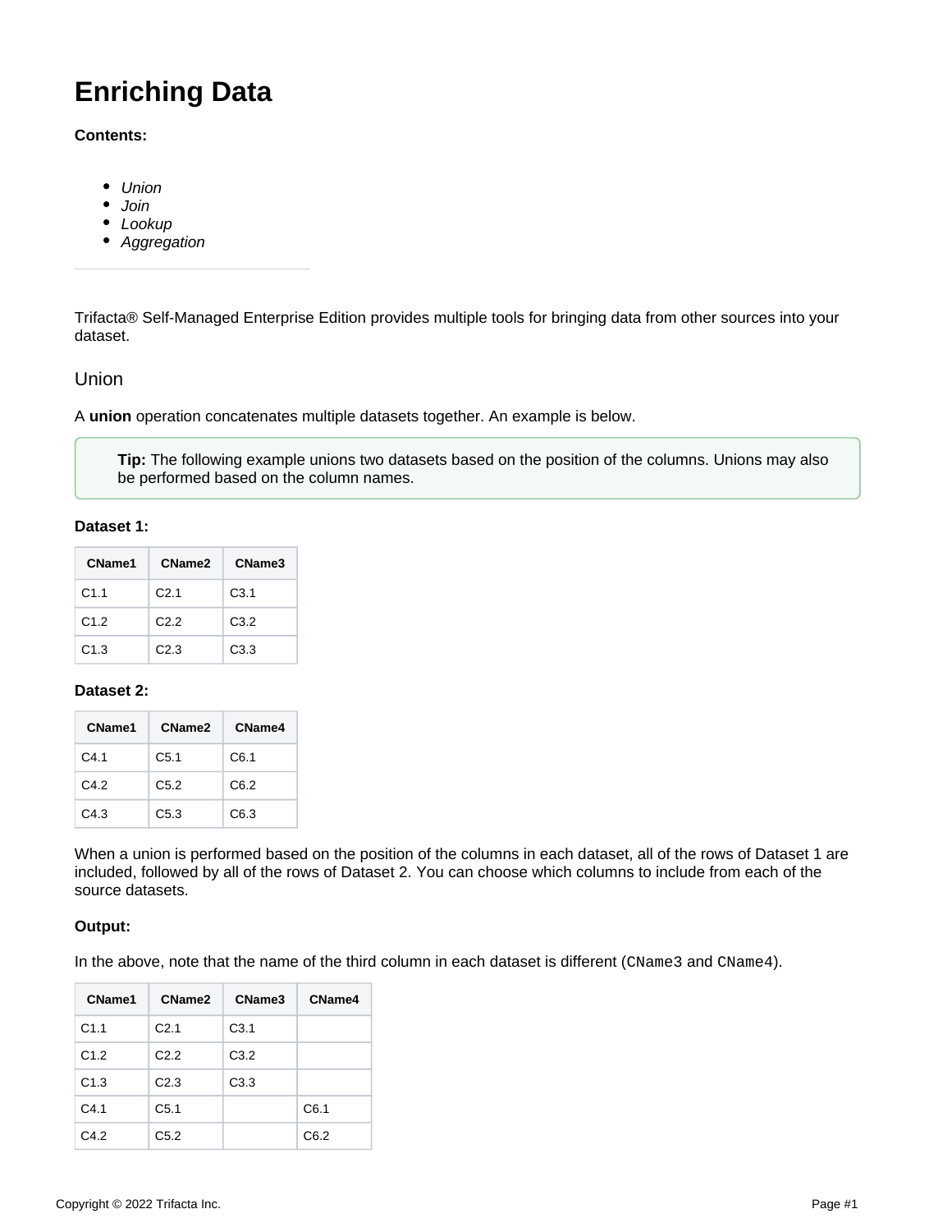# Enriching Data

**Contents:**

- *Union*
- *Join*
- *Lookup*
- *Aggregation*

---

Trifacta® Self-Managed Enterprise Edition provides multiple tools for bringing data from other sources into your dataset.

## Union

A **union** operation concatenates multiple datasets together. An example is below.

> **Tip:** The following example unions two datasets based on the position of the columns. Unions may also be performed based on the column names.

**Dataset 1:**

| CName1 | CName2 | CName3 |
|---|---|---|
| C1.1 | C2.1 | C3.1 |
| C1.2 | C2.2 | C3.2 |
| C1.3 | C2.3 | C3.3 |

**Dataset 2:**

| CName1 | CName2 | CName4 |
|---|---|---|
| C4.1 | C5.1 | C6.1 |
| C4.2 | C5.2 | C6.2 |
| C4.3 | C5.3 | C6.3 |

When a union is performed based on the position of the columns in each dataset, all of the rows of Dataset 1 are included, followed by all of the rows of Dataset 2. You can choose which columns to include from each of the source datasets.

**Output:**

In the above, note that the name of the third column in each dataset is different (`CName3` and `CName4`).

| CName1 | CName2 | CName3 | CName4 |
|---|---|---|---|
| C1.1 | C2.1 | C3.1 | |
| C1.2 | C2.2 | C3.2 | |
| C1.3 | C2.3 | C3.3 | |
| C4.1 | C5.1 | | C6.1 |
| C4.2 | C5.2 | | C6.2 |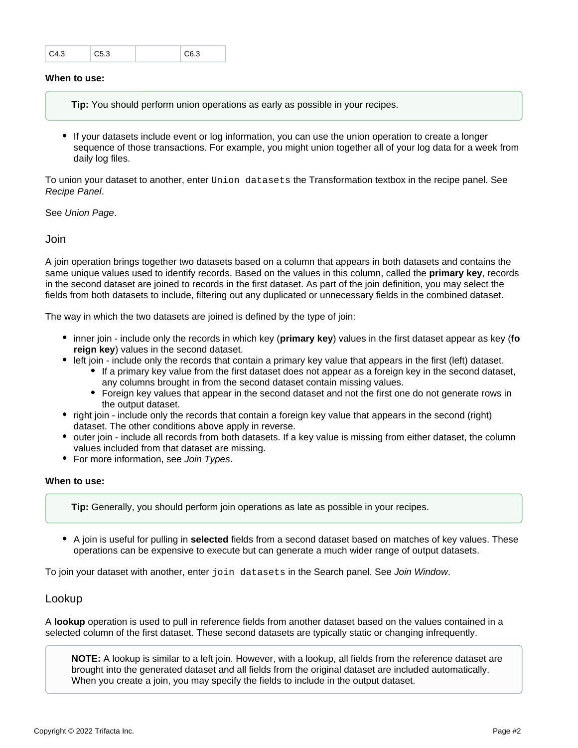| C4.3 | C5.3 | | C6.3 |
|---|---|---|---|

**When to use:**

> **Tip:** You should perform union operations as early as possible in your recipes.

- If your datasets include event or log information, you can use the union operation to create a longer sequence of those transactions. For example, you might union together all of your log data for a week from daily log files.

To union your dataset to another, enter `Union datasets` the Transformation textbox in the recipe panel. See *Recipe Panel*.

See *Union Page*.

## Join

A join operation brings together two datasets based on a column that appears in both datasets and contains the same unique values used to identify records. Based on the values in this column, called the **primary key**, records in the second dataset are joined to records in the first dataset. As part of the join definition, you may select the fields from both datasets to include, filtering out any duplicated or unnecessary fields in the combined dataset.

The way in which the two datasets are joined is defined by the type of join:

- inner join - include only the records in which key (**primary key**) values in the first dataset appear as key (**foreign key**) values in the second dataset.
- left join - include only the records that contain a primary key value that appears in the first (left) dataset.
  - If a primary key value from the first dataset does not appear as a foreign key in the second dataset, any columns brought in from the second dataset contain missing values.
  - Foreign key values that appear in the second dataset and not the first one do not generate rows in the output dataset.
- right join - include only the records that contain a foreign key value that appears in the second (right) dataset. The other conditions above apply in reverse.
- outer join - include all records from both datasets. If a key value is missing from either dataset, the column values included from that dataset are missing.
- For more information, see *Join Types*.

**When to use:**

> **Tip:** Generally, you should perform join operations as late as possible in your recipes.

- A join is useful for pulling in **selected** fields from a second dataset based on matches of key values. These operations can be expensive to execute but can generate a much wider range of output datasets.

To join your dataset with another, enter `join datasets` in the Search panel. See *Join Window*.

## Lookup

A **lookup** operation is used to pull in reference fields from another dataset based on the values contained in a selected column of the first dataset. These second datasets are typically static or changing infrequently.

> **NOTE:** A lookup is similar to a left join. However, with a lookup, all fields from the reference dataset are brought into the generated dataset and all fields from the original dataset are included automatically. When you create a join, you may specify the fields to include in the output dataset.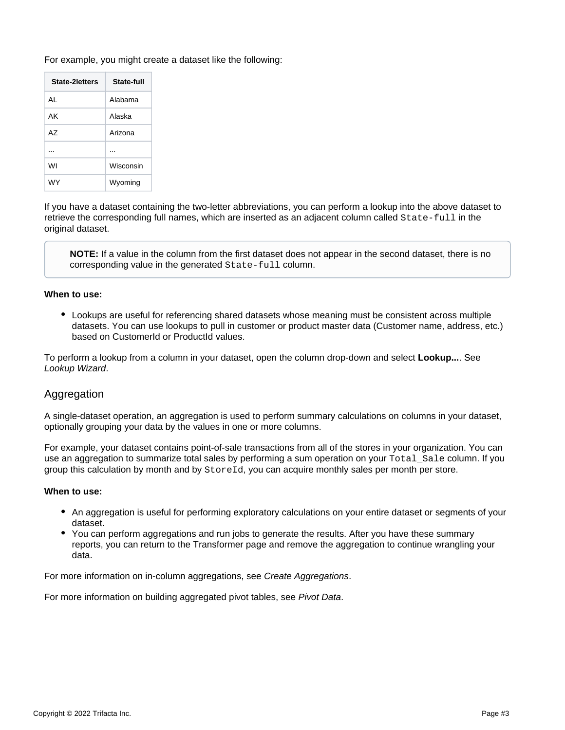For example, you might create a dataset like the following:

| State-2letters | State-full |
| --- | --- |
| AL | Alabama |
| AK | Alaska |
| AZ | Arizona |
| ... | ... |
| WI | Wisconsin |
| WY | Wyoming |

If you have a dataset containing the two-letter abbreviations, you can perform a lookup into the above dataset to retrieve the corresponding full names, which are inserted as an adjacent column called `State-full` in the original dataset.

> **NOTE:** If a value in the column from the first dataset does not appear in the second dataset, there is no corresponding value in the generated `State-full` column.

**When to use:**

- Lookups are useful for referencing shared datasets whose meaning must be consistent across multiple datasets. You can use lookups to pull in customer or product master data (Customer name, address, etc.) based on CustomerId or ProductId values.

To perform a lookup from a column in your dataset, open the column drop-down and select **Lookup...**. See *Lookup Wizard*.

## Aggregation

A single-dataset operation, an aggregation is used to perform summary calculations on columns in your dataset, optionally grouping your data by the values in one or more columns.

For example, your dataset contains point-of-sale transactions from all of the stores in your organization. You can use an aggregation to summarize total sales by performing a sum operation on your `Total_Sale` column. If you group this calculation by month and by `StoreId`, you can acquire monthly sales per month per store.

**When to use:**

- An aggregation is useful for performing exploratory calculations on your entire dataset or segments of your dataset.
- You can perform aggregations and run jobs to generate the results. After you have these summary reports, you can return to the Transformer page and remove the aggregation to continue wrangling your data.

For more information on in-column aggregations, see *Create Aggregations*.

For more information on building aggregated pivot tables, see *Pivot Data*.